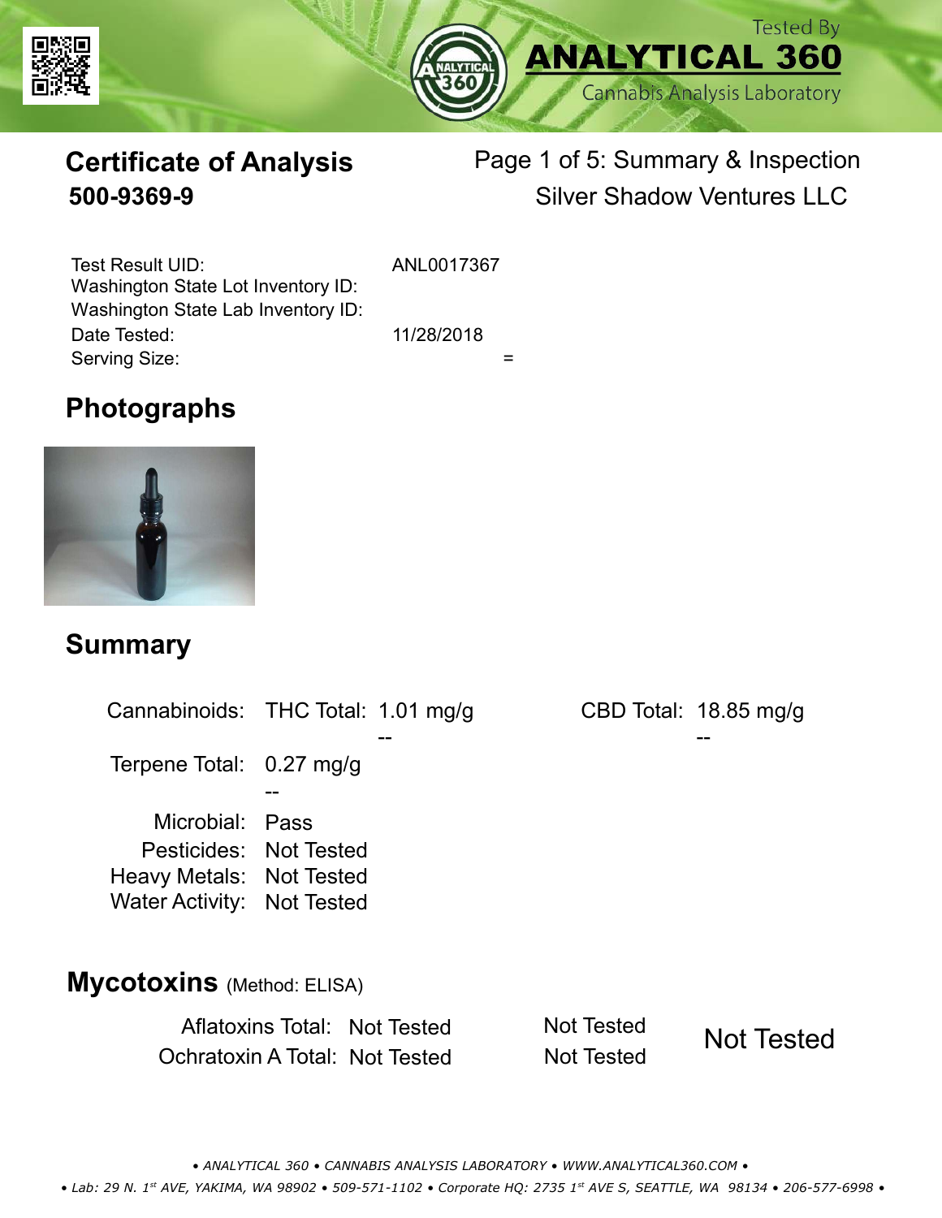# Certificate of Analysis
**500-9369-9**

Page 1 of 5: Summary & Inspection
Silver Shadow Ventures LLC

| | |
|---|---|
| Test Result UID: | ANL0017367 |
| Washington State Lot Inventory ID: | |
| Washington State Lab Inventory ID: | |
| Date Tested: | 11/28/2018 |
| Serving Size: | = |

## Photographs

## Summary

| | | | | |
|---|---|---|---|---|
| Cannabinoids: | THC Total: | 1.01 mg/g | CBD Total: | 18.85 mg/g |
| | | -- | | -- |
| Terpene Total: | 0.27 mg/g | | | |
| | -- | | | |
| Microbial: | Pass | | | |
| Pesticides: | Not Tested | | | |
| Heavy Metals: | Not Tested | | | |
| Water Activity: | Not Tested | | | |

## Mycotoxins (Method: ELISA)

| | | | |
|---|---|---|---|
| Aflatoxins Total: | Not Tested | Not Tested | Not Tested |
| Ochratoxin A Total: | Not Tested | Not Tested | |

• ANALYTICAL 360 • CANNABIS ANALYSIS LABORATORY • WWW.ANALYTICAL360.COM •
• Lab: 29 N. 1st AVE, YAKIMA, WA 98902 • 509-571-1102 • Corporate HQ: 2735 1st AVE S, SEATTLE, WA 98134 • 206-577-6998 •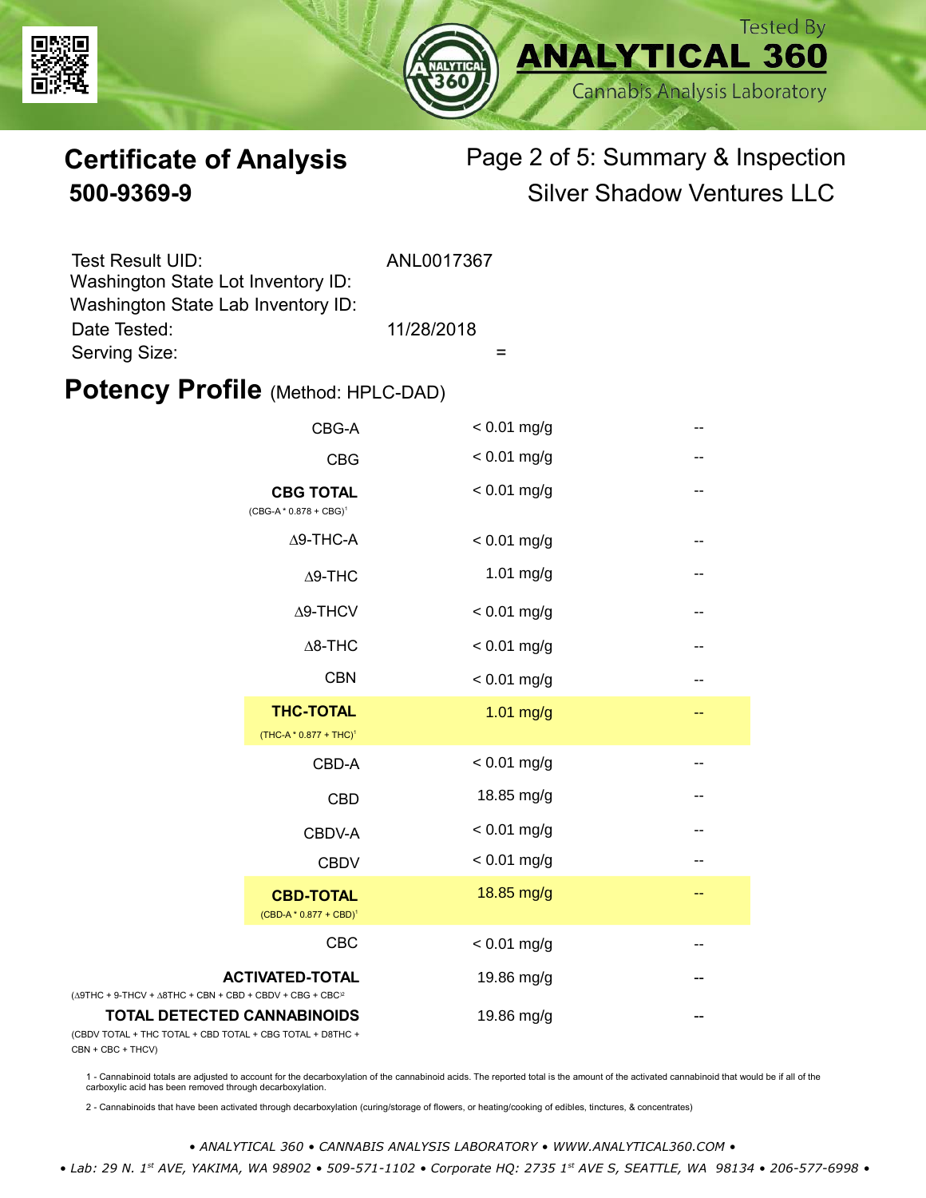# Certificate of Analysis

## 500-9369-9

Page 2 of 5: Summary & Inspection

Silver Shadow Ventures LLC

| | |
|---|---|
| Test Result UID: | ANL0017367 |
| Washington State Lot Inventory ID: | |
| Washington State Lab Inventory ID: | |
| Date Tested: | 11/28/2018 |
| Serving Size: | = |

## Potency Profile (Method: HPLC-DAD)

| Analyte | Result | |
|---|---|---|
| CBG-A | < 0.01 mg/g | -- |
| CBG | < 0.01 mg/g | -- |
| **CBG TOTAL** (CBG-A * 0.878 + CBG)[1] | < 0.01 mg/g | -- |
| Δ9-THC-A | < 0.01 mg/g | -- |
| Δ9-THC | 1.01 mg/g | -- |
| Δ9-THCV | < 0.01 mg/g | -- |
| Δ8-THC | < 0.01 mg/g | -- |
| CBN | < 0.01 mg/g | -- |
| **THC-TOTAL** (THC-A * 0.877 + THC)[1] | 1.01 mg/g | -- |
| CBD-A | < 0.01 mg/g | -- |
| CBD | 18.85 mg/g | -- |
| CBDV-A | < 0.01 mg/g | -- |
| CBDV | < 0.01 mg/g | -- |
| **CBD-TOTAL** (CBD-A * 0.877 + CBD)[1] | 18.85 mg/g | -- |
| CBC | < 0.01 mg/g | -- |
| **ACTIVATED-TOTAL** (Δ9THC + 9-THCV + Δ8THC + CBN + CBD + CBDV + CBG + CBC)[2] | 19.86 mg/g | -- |
| **TOTAL DETECTED CANNABINOIDS** (CBDV TOTAL + THC TOTAL + CBD TOTAL + CBG TOTAL + D8THC + CBN + CBC + THCV) | 19.86 mg/g | -- |

1 - Cannabinoid totals are adjusted to account for the decarboxylation of the cannabinoid acids. The reported total is the amount of the activated cannabinoid that would be if all of the carboxylic acid has been removed through decarboxylation.

2 - Cannabinoids that have been activated through decarboxylation (curing/storage of flowers, or heating/cooking of edibles, tinctures, & concentrates)

*• ANALYTICAL 360 • CANNABIS ANALYSIS LABORATORY • WWW.ANALYTICAL360.COM •*

*• Lab: 29 N. 1st AVE, YAKIMA, WA 98902 • 509-571-1102 • Corporate HQ: 2735 1st AVE S, SEATTLE, WA 98134 • 206-577-6998 •*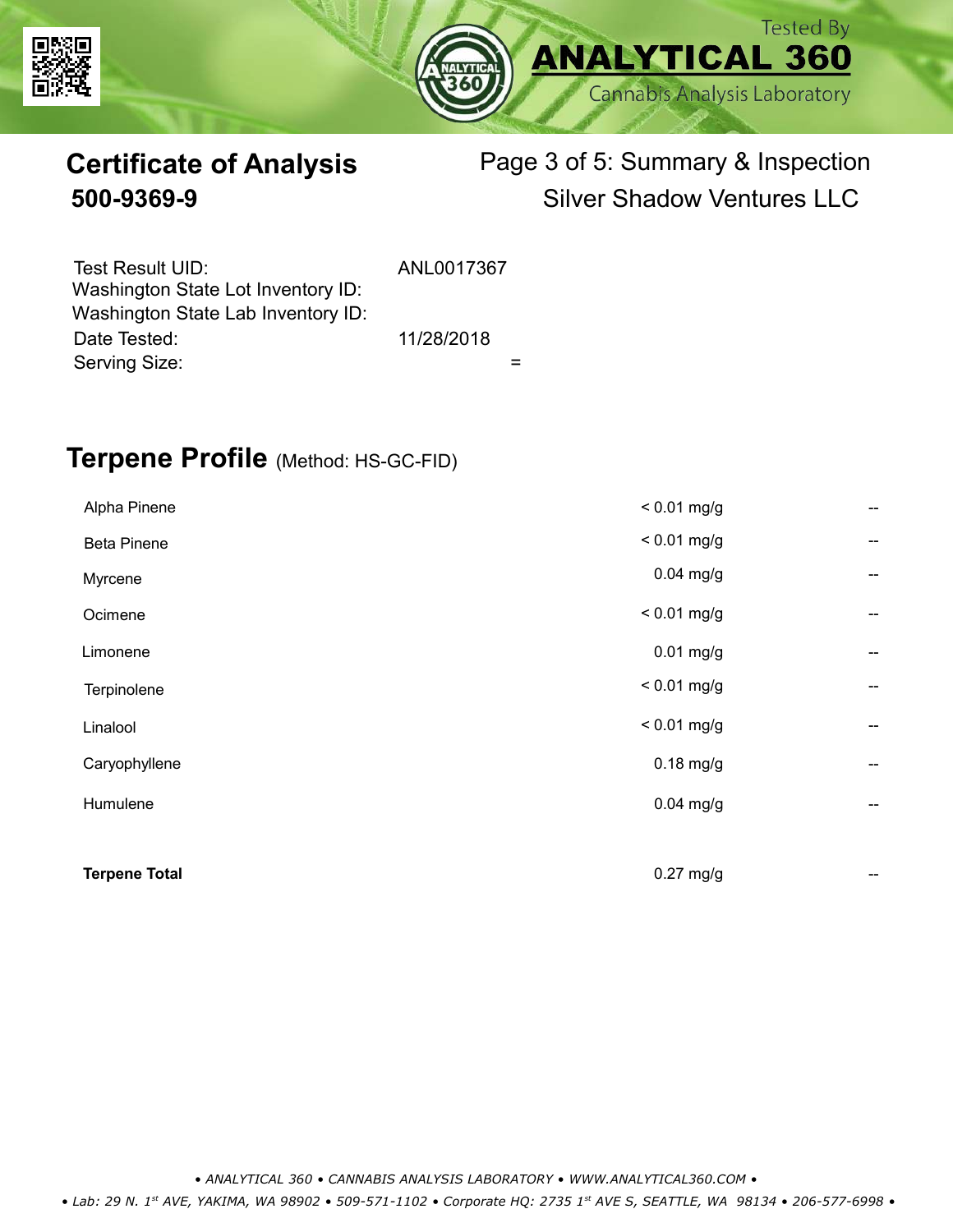# Certificate of Analysis

## 500-9369-9

Page 3 of 5: Summary & Inspection
Silver Shadow Ventures LLC

| | |
|---|---|
| Test Result UID: | ANL0017367 |
| Washington State Lot Inventory ID: | |
| Washington State Lab Inventory ID: | |
| Date Tested: | 11/28/2018 |
| Serving Size: | = |

## Terpene Profile (Method: HS-GC-FID)

| Terpene | Result | |
|---|---|---|
| Alpha Pinene | < 0.01 mg/g | -- |
| Beta Pinene | < 0.01 mg/g | -- |
| Myrcene | 0.04 mg/g | -- |
| Ocimene | < 0.01 mg/g | -- |
| Limonene | 0.01 mg/g | -- |
| Terpinolene | < 0.01 mg/g | -- |
| Linalool | < 0.01 mg/g | -- |
| Caryophyllene | 0.18 mg/g | -- |
| Humulene | 0.04 mg/g | -- |
| **Terpene Total** | 0.27 mg/g | -- |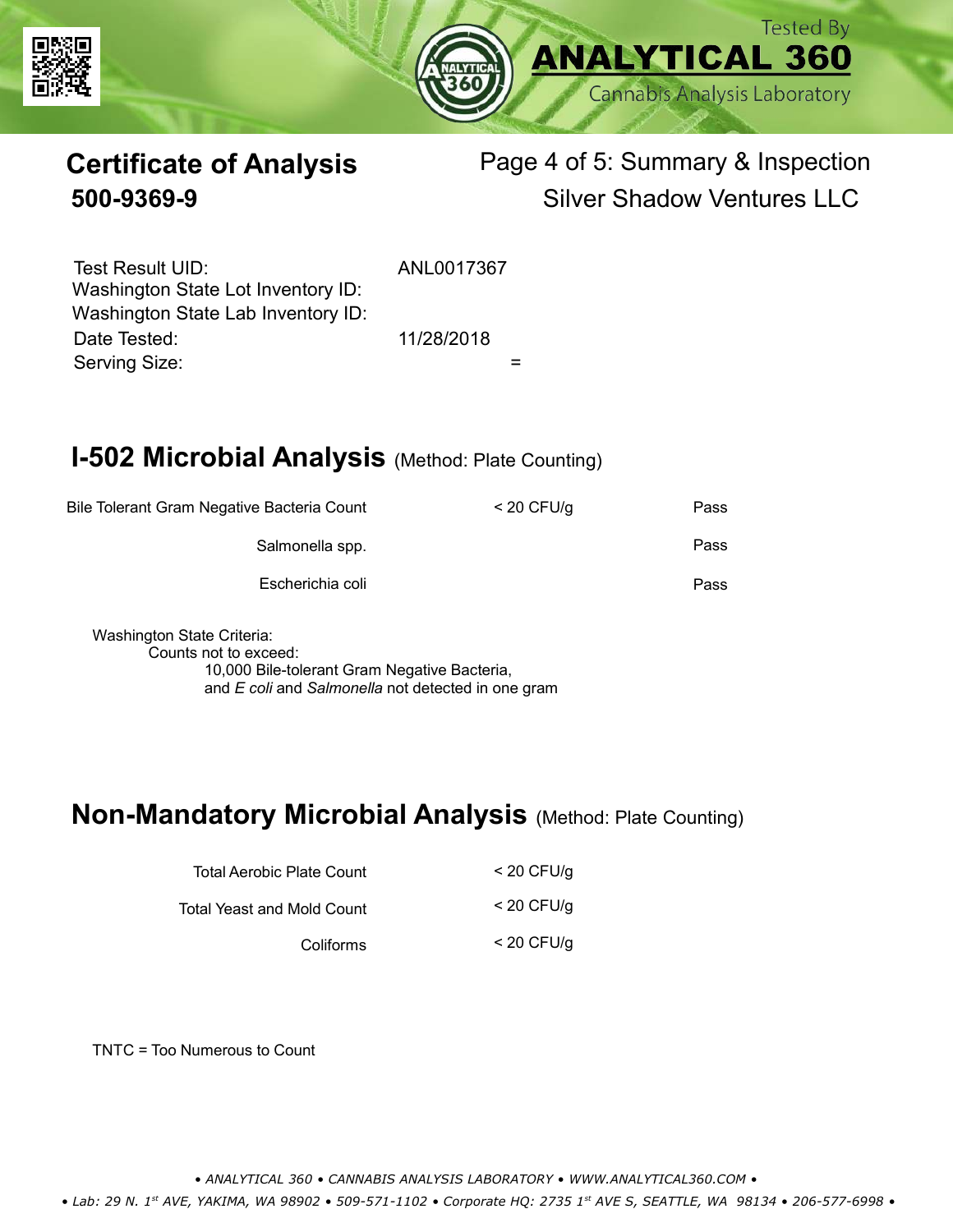# Certificate of Analysis

**500-9369-9**

Page 4 of 5: Summary & Inspection

Silver Shadow Ventures LLC

| | |
|---|---|
| Test Result UID: | ANL0017367 |
| Washington State Lot Inventory ID: | |
| Washington State Lab Inventory ID: | |
| Date Tested: | 11/28/2018 |
| Serving Size: | = |

## I-502 Microbial Analysis (Method: Plate Counting)

| | | |
|---|---|---|
| Bile Tolerant Gram Negative Bacteria Count | < 20 CFU/g | Pass |
| Salmonella spp. | | Pass |
| Escherichia coli | | Pass |

Washington State Criteria:
Counts not to exceed:
10,000 Bile-tolerant Gram Negative Bacteria,
and *E coli* and *Salmonella* not detected in one gram

## Non-Mandatory Microbial Analysis (Method: Plate Counting)

| | |
|---|---|
| Total Aerobic Plate Count | < 20 CFU/g |
| Total Yeast and Mold Count | < 20 CFU/g |
| Coliforms | < 20 CFU/g |

TNTC = Too Numerous to Count

• ANALYTICAL 360 • CANNABIS ANALYSIS LABORATORY • WWW.ANALYTICAL360.COM •

• Lab: 29 N. 1st AVE, YAKIMA, WA 98902 • 509-571-1102 • Corporate HQ: 2735 1st AVE S, SEATTLE, WA 98134 • 206-577-6998 •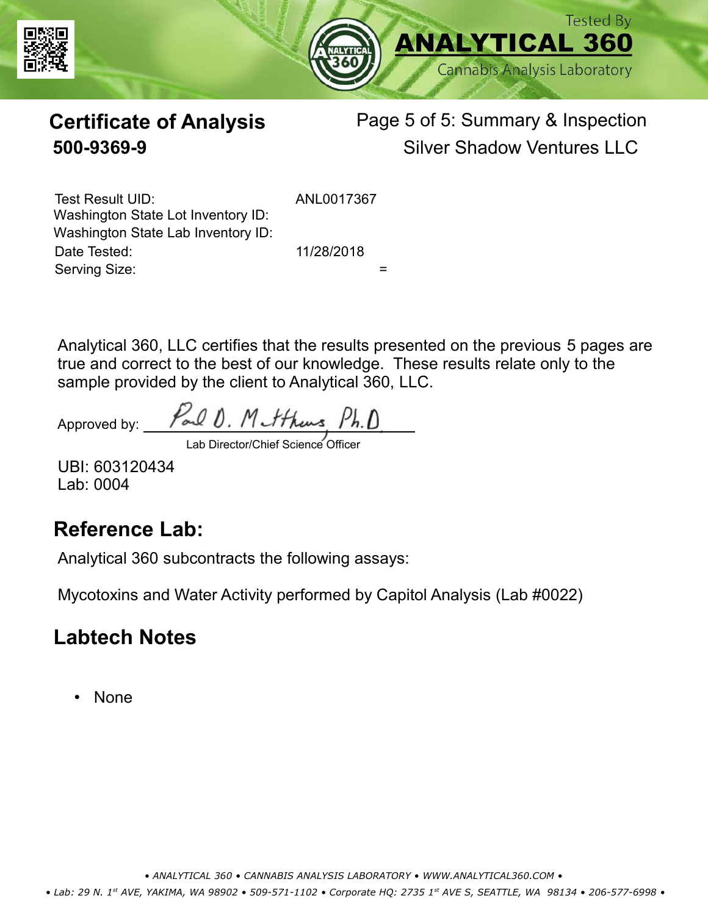# Certificate of Analysis

**500-9369-9**

Page 5 of 5: Summary & Inspection

Silver Shadow Ventures LLC

| | |
|---|---|
| Test Result UID: | ANL0017367 |
| Washington State Lot Inventory ID: | |
| Washington State Lab Inventory ID: | |
| Date Tested: | 11/28/2018 |
| Serving Size: | = |

Analytical 360, LLC certifies that the results presented on the previous 5 pages are true and correct to the best of our knowledge. These results relate only to the sample provided by the client to Analytical 360, LLC.

Approved by: Paul D. Matthews, Ph.D

Lab Director/Chief Science Officer

UBI: 603120434
Lab: 0004

## Reference Lab:

Analytical 360 subcontracts the following assays:

Mycotoxins and Water Activity performed by Capitol Analysis (Lab #0022)

## Labtech Notes

- None

• *ANALYTICAL 360 • CANNABIS ANALYSIS LABORATORY • WWW.ANALYTICAL360.COM* •

• *Lab: 29 N. 1st AVE, YAKIMA, WA 98902 • 509-571-1102 • Corporate HQ: 2735 1st AVE S, SEATTLE, WA 98134 • 206-577-6998* •